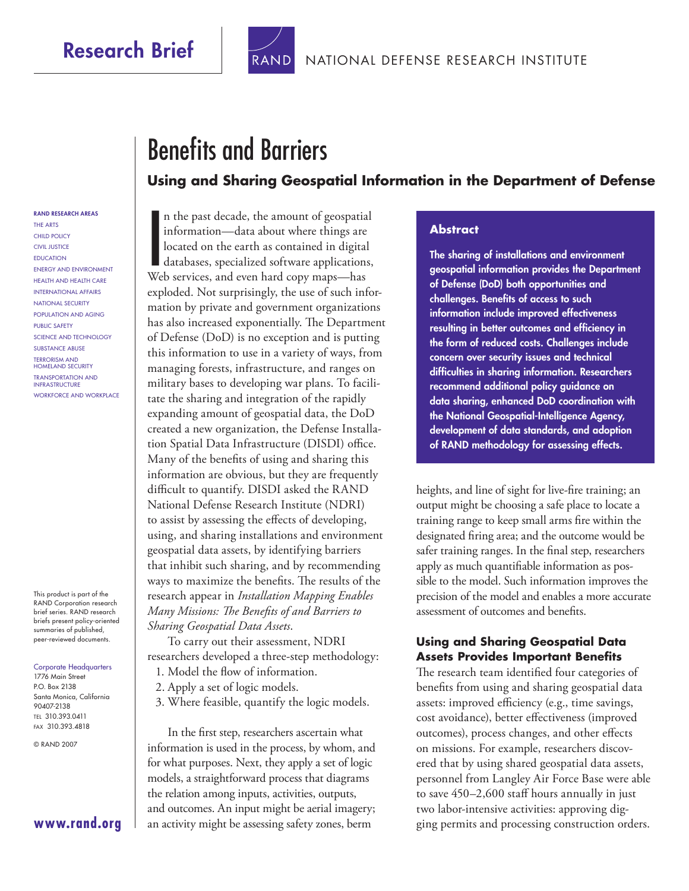Research Brief

RAND NATIONAL DEFENSE RESEARCH INSTITUTE

# Benefits and Barriers

## Using and Sharing Geospatial Information in the Department of Defense

**RAND RESEARCH AREAS**
THE ARTS
CHILD POLICY
CIVIL JUSTICE
EDUCATION
ENERGY AND ENVIRONMENT
HEALTH AND HEALTH CARE
INTERNATIONAL AFFAIRS
NATIONAL SECURITY
POPULATION AND AGING
PUBLIC SAFETY
SCIENCE AND TECHNOLOGY
SUBSTANCE ABUSE
TERRORISM AND HOMELAND SECURITY
TRANSPORTATION AND INFRASTRUCTURE
WORKFORCE AND WORKPLACE

This product is part of the RAND Corporation research brief series. RAND research briefs present policy-oriented summaries of published, peer-reviewed documents.

Corporate Headquarters
1776 Main Street
P.O. Box 2138
Santa Monica, California 90407-2138
TEL 310.393.0411
FAX 310.393.4818

© RAND 2007

**www.rand.org**

### Abstract

**The sharing of installations and environment geospatial information provides the Department of Defense (DoD) both opportunities and challenges. Benefits of access to such information include improved effectiveness resulting in better outcomes and efficiency in the form of reduced costs. Challenges include concern over security issues and technical difficulties in sharing information. Researchers recommend additional policy guidance on data sharing, enhanced DoD coordination with the National Geospatial-Intelligence Agency, development of data standards, and adoption of RAND methodology for assessing effects.**

In the past decade, the amount of geospatial information—data about where things are located on the earth as contained in digital databases, specialized software applications, Web services, and even hard copy maps—has exploded. Not surprisingly, the use of such information by private and government organizations has also increased exponentially. The Department of Defense (DoD) is no exception and is putting this information to use in a variety of ways, from managing forests, infrastructure, and ranges on military bases to developing war plans. To facilitate the sharing and integration of the rapidly expanding amount of geospatial data, the DoD created a new organization, the Defense Installation Spatial Data Infrastructure (DISDI) office. Many of the benefits of using and sharing this information are obvious, but they are frequently difficult to quantify. DISDI asked the RAND National Defense Research Institute (NDRI) to assist by assessing the effects of developing, using, and sharing installations and environment geospatial data assets, by identifying barriers that inhibit such sharing, and by recommending ways to maximize the benefits. The results of the research appear in *Installation Mapping Enables Many Missions: The Benefits of and Barriers to Sharing Geospatial Data Assets*.

To carry out their assessment, NDRI researchers developed a three-step methodology:

1. Model the flow of information.
2. Apply a set of logic models.
3. Where feasible, quantify the logic models.

In the first step, researchers ascertain what information is used in the process, by whom, and for what purposes. Next, they apply a set of logic models, a straightforward process that diagrams the relation among inputs, activities, outputs, and outcomes. An input might be aerial imagery; an activity might be assessing safety zones, berm heights, and line of sight for live-fire training; an output might be choosing a safe place to locate a training range to keep small arms fire within the designated firing area; and the outcome would be safer training ranges. In the final step, researchers apply as much quantifiable information as possible to the model. Such information improves the precision of the model and enables a more accurate assessment of outcomes and benefits.

### Using and Sharing Geospatial Data Assets Provides Important Benefits

The research team identified four categories of benefits from using and sharing geospatial data assets: improved efficiency (e.g., time savings, cost avoidance), better effectiveness (improved outcomes), process changes, and other effects on missions. For example, researchers discovered that by using shared geospatial data assets, personnel from Langley Air Force Base were able to save 450–2,600 staff hours annually in just two labor-intensive activities: approving digging permits and processing construction orders.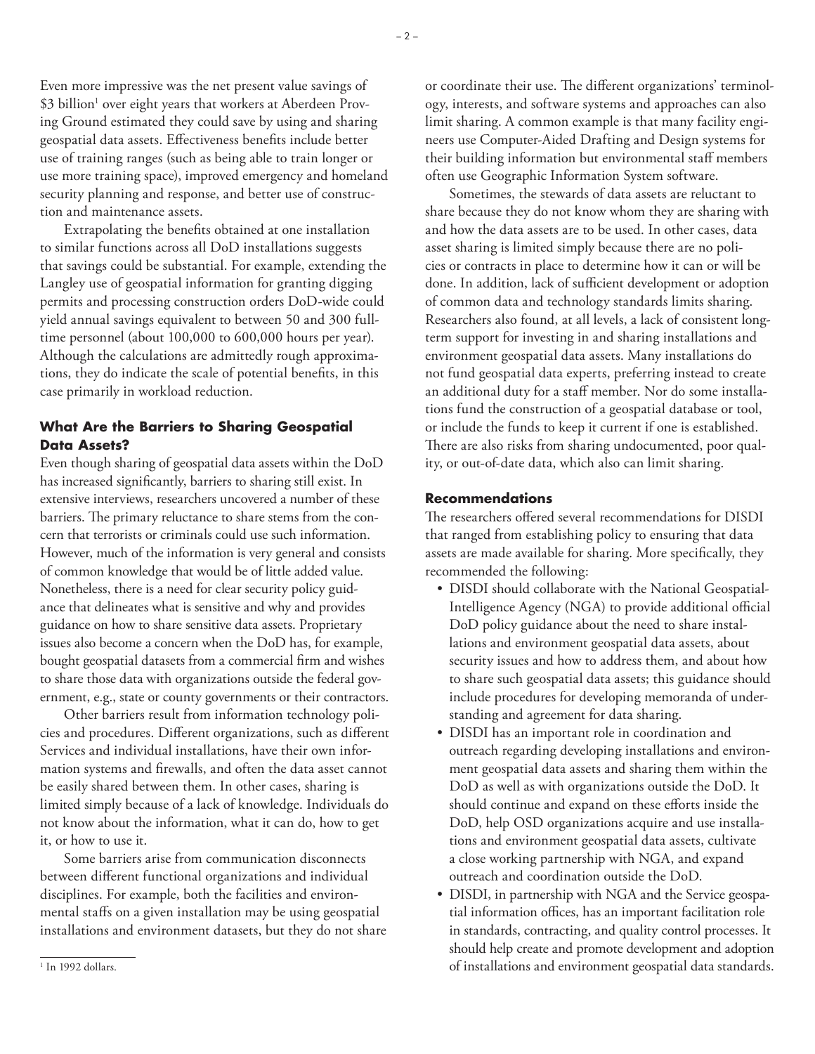Even more impressive was the net present value savings of $3 billion[1] over eight years that workers at Aberdeen Proving Ground estimated they could save by using and sharing geospatial data assets. Effectiveness benefits include better use of training ranges (such as being able to train longer or use more training space), improved emergency and homeland security planning and response, and better use of construction and maintenance assets.

Extrapolating the benefits obtained at one installation to similar functions across all DoD installations suggests that savings could be substantial. For example, extending the Langley use of geospatial information for granting digging permits and processing construction orders DoD-wide could yield annual savings equivalent to between 50 and 300 full-time personnel (about 100,000 to 600,000 hours per year). Although the calculations are admittedly rough approximations, they do indicate the scale of potential benefits, in this case primarily in workload reduction.

### What Are the Barriers to Sharing Geospatial Data Assets?

Even though sharing of geospatial data assets within the DoD has increased significantly, barriers to sharing still exist. In extensive interviews, researchers uncovered a number of these barriers. The primary reluctance to share stems from the concern that terrorists or criminals could use such information. However, much of the information is very general and consists of common knowledge that would be of little added value. Nonetheless, there is a need for clear security policy guidance that delineates what is sensitive and why and provides guidance on how to share sensitive data assets. Proprietary issues also become a concern when the DoD has, for example, bought geospatial datasets from a commercial firm and wishes to share those data with organizations outside the federal government, e.g., state or county governments or their contractors.

Other barriers result from information technology policies and procedures. Different organizations, such as different Services and individual installations, have their own information systems and firewalls, and often the data asset cannot be easily shared between them. In other cases, sharing is limited simply because of a lack of knowledge. Individuals do not know about the information, what it can do, how to get it, or how to use it.

Some barriers arise from communication disconnects between different functional organizations and individual disciplines. For example, both the facilities and environmental staffs on a given installation may be using geospatial installations and environment datasets, but they do not share or coordinate their use. The different organizations' terminology, interests, and software systems and approaches can also limit sharing. A common example is that many facility engineers use Computer-Aided Drafting and Design systems for their building information but environmental staff members often use Geographic Information System software.

Sometimes, the stewards of data assets are reluctant to share because they do not know whom they are sharing with and how the data assets are to be used. In other cases, data asset sharing is limited simply because there are no policies or contracts in place to determine how it can or will be done. In addition, lack of sufficient development or adoption of common data and technology standards limits sharing. Researchers also found, at all levels, a lack of consistent long-term support for investing in and sharing installations and environment geospatial data assets. Many installations do not fund geospatial data experts, preferring instead to create an additional duty for a staff member. Nor do some installations fund the construction of a geospatial database or tool, or include the funds to keep it current if one is established. There are also risks from sharing undocumented, poor quality, or out-of-date data, which also can limit sharing.

### Recommendations

The researchers offered several recommendations for DISDI that ranged from establishing policy to ensuring that data assets are made available for sharing. More specifically, they recommended the following:

- DISDI should collaborate with the National Geospatial-Intelligence Agency (NGA) to provide additional official DoD policy guidance about the need to share installations and environment geospatial data assets, about security issues and how to address them, and about how to share such geospatial data assets; this guidance should include procedures for developing memoranda of understanding and agreement for data sharing.
- DISDI has an important role in coordination and outreach regarding developing installations and environment geospatial data assets and sharing them within the DoD as well as with organizations outside the DoD. It should continue and expand on these efforts inside the DoD, help OSD organizations acquire and use installations and environment geospatial data assets, cultivate a close working partnership with NGA, and expand outreach and coordination outside the DoD.
- DISDI, in partnership with NGA and the Service geospatial information offices, has an important facilitation role in standards, contracting, and quality control processes. It should help create and promote development and adoption of installations and environment geospatial data standards.

[1] In 1992 dollars.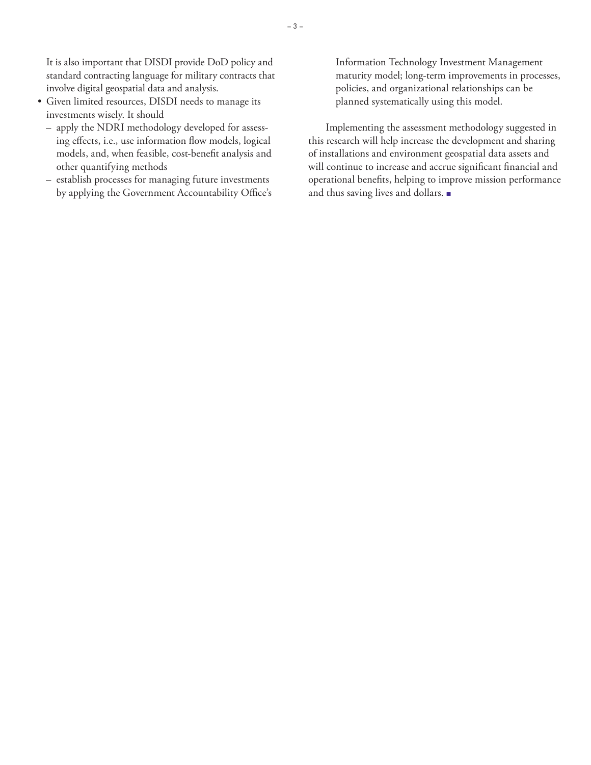It is also important that DISDI provide DoD policy and standard contracting language for military contracts that involve digital geospatial data and analysis.

- Given limited resources, DISDI needs to manage its investments wisely. It should
  - apply the NDRI methodology developed for assessing effects, i.e., use information flow models, logical models, and, when feasible, cost-benefit analysis and other quantifying methods
  - establish processes for managing future investments by applying the Government Accountability Office's Information Technology Investment Management maturity model; long-term improvements in processes, policies, and organizational relationships can be planned systematically using this model.

Implementing the assessment methodology suggested in this research will help increase the development and sharing of installations and environment geospatial data assets and will continue to increase and accrue significant financial and operational benefits, helping to improve mission performance and thus saving lives and dollars. ■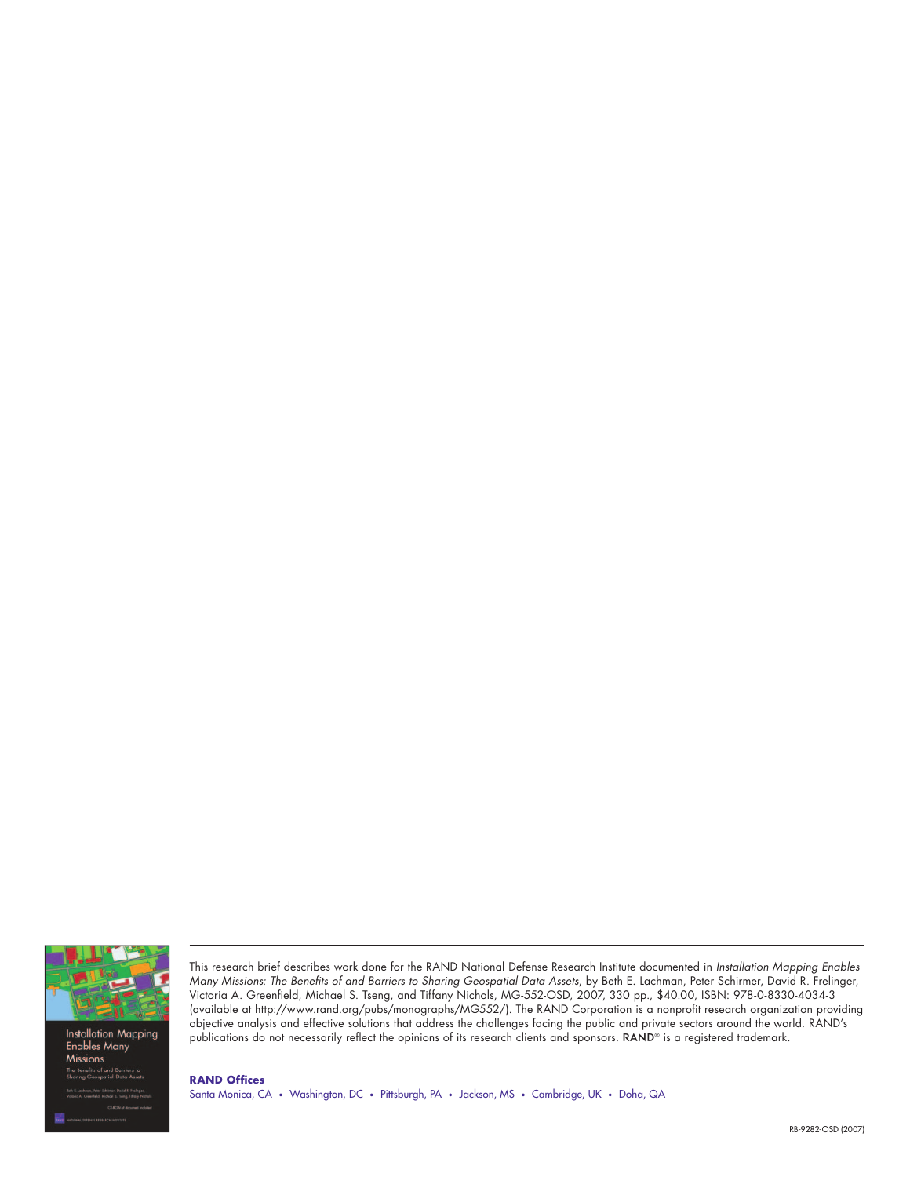This research brief describes work done for the RAND National Defense Research Institute documented in *Installation Mapping Enables Many Missions: The Benefits of and Barriers to Sharing Geospatial Data Assets*, by Beth E. Lachman, Peter Schirmer, David R. Frelinger, Victoria A. Greenfield, Michael S. Tseng, and Tiffany Nichols, MG-552-OSD, 2007, 330 pp., $40.00, ISBN: 978-0-8330-4034-3 (available at http://www.rand.org/pubs/monographs/MG552/). The RAND Corporation is a nonprofit research organization providing objective analysis and effective solutions that address the challenges facing the public and private sectors around the world. RAND's publications do not necessarily reflect the opinions of its research clients and sponsors. RAND® is a registered trademark.

**RAND Offices**

Santa Monica, CA • Washington, DC • Pittsburgh, PA • Jackson, MS • Cambridge, UK • Doha, QA

RB-9282-OSD (2007)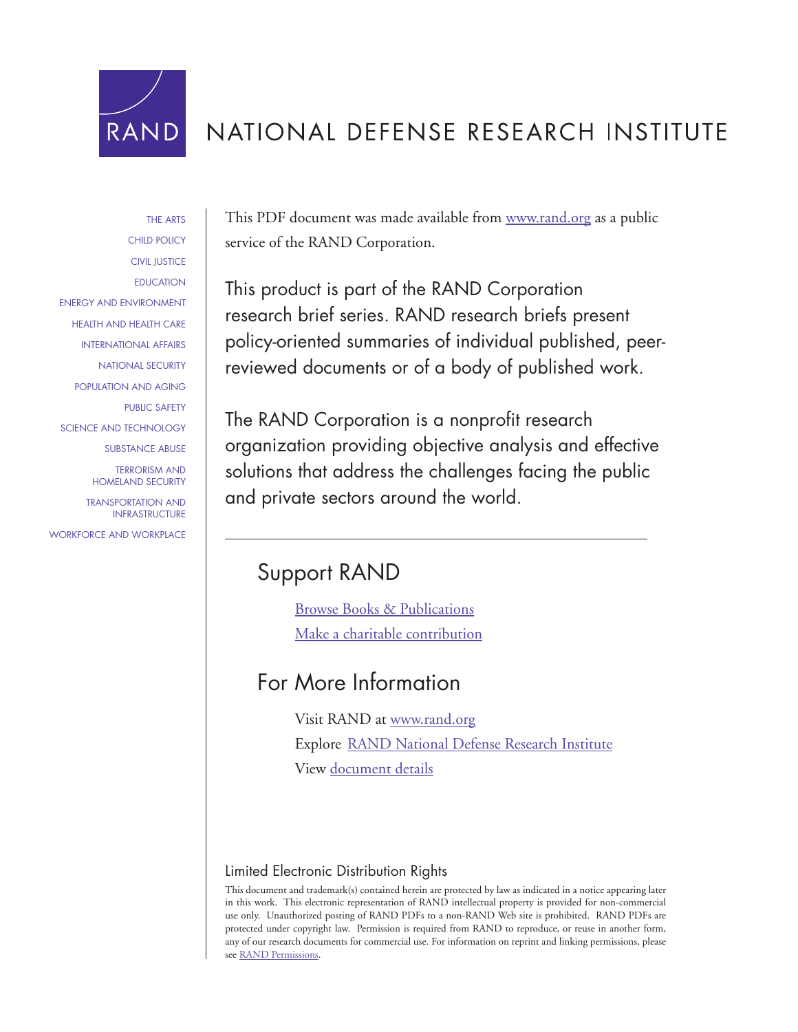RAND

# NATIONAL DEFENSE RESEARCH INSTITUTE

THE ARTS
CHILD POLICY
CIVIL JUSTICE
EDUCATION
ENERGY AND ENVIRONMENT
HEALTH AND HEALTH CARE
INTERNATIONAL AFFAIRS
NATIONAL SECURITY
POPULATION AND AGING
PUBLIC SAFETY
SCIENCE AND TECHNOLOGY
SUBSTANCE ABUSE
TERRORISM AND HOMELAND SECURITY
TRANSPORTATION AND INFRASTRUCTURE
WORKFORCE AND WORKPLACE

This PDF document was made available from www.rand.org as a public service of the RAND Corporation.

This product is part of the RAND Corporation research brief series. RAND research briefs present policy-oriented summaries of individual published, peer-reviewed documents or of a body of published work.

The RAND Corporation is a nonprofit research organization providing objective analysis and effective solutions that address the challenges facing the public and private sectors around the world.

## Support RAND

Browse Books & Publications
Make a charitable contribution

## For More Information

Visit RAND at www.rand.org
Explore RAND National Defense Research Institute
View document details

### Limited Electronic Distribution Rights

This document and trademark(s) contained herein are protected by law as indicated in a notice appearing later in this work. This electronic representation of RAND intellectual property is provided for non-commercial use only. Unauthorized posting of RAND PDFs to a non-RAND Web site is prohibited. RAND PDFs are protected under copyright law. Permission is required from RAND to reproduce, or reuse in another form, any of our research documents for commercial use. For information on reprint and linking permissions, please see RAND Permissions.